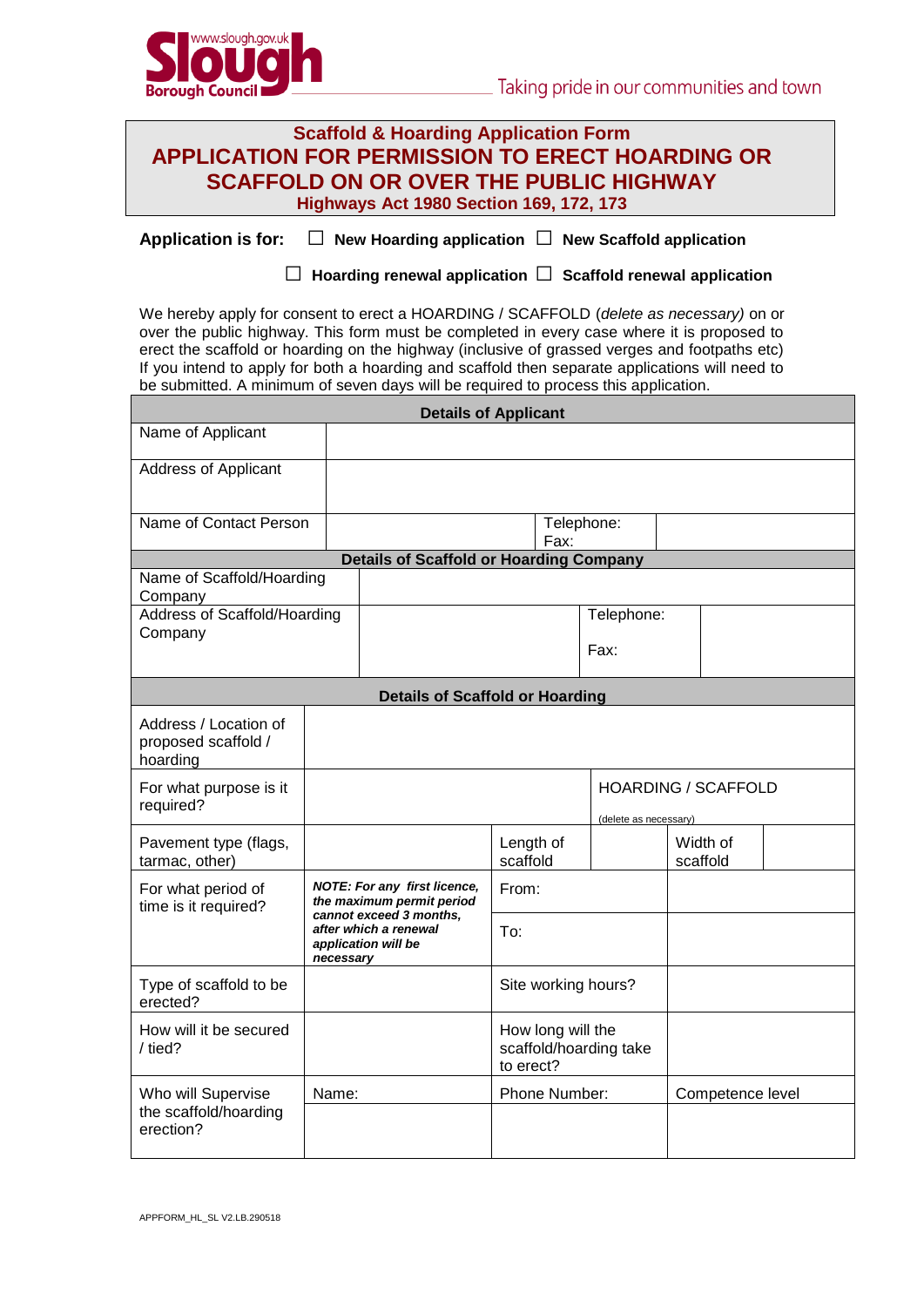Slough Borough Council — www.slough.gov.uk

Taking pride in our communities and town

# Scaffold & Hoarding Application Form

## APPLICATION FOR PERMISSION TO ERECT HOARDING OR SCAFFOLD ON OR OVER THE PUBLIC HIGHWAY

**Highways Act 1980 Section 169, 172, 173**

**Application is for:** ☐ **New Hoarding application** ☐ **New Scaffold application**

☐ **Hoarding renewal application** ☐ **Scaffold renewal application**

We hereby apply for consent to erect a HOARDING / SCAFFOLD (*delete as necessary)* on or over the public highway. This form must be completed in every case where it is proposed to erect the scaffold or hoarding on the highway (inclusive of grassed verges and footpaths etc) If you intend to apply for both a hoarding and scaffold then separate applications will need to be submitted. A minimum of seven days will be required to process this application.

| **Details of Applicant** | | | |
|---|---|---|---|
| Name of Applicant | | | |
| Address of Applicant | | | |
| Name of Contact Person | | Telephone:<br>Fax: | |

| **Details of Scaffold or Hoarding Company** | | | |
|---|---|---|---|
| Name of Scaffold/Hoarding Company | | | |
| Address of Scaffold/Hoarding Company | | Telephone:<br><br>Fax: | |

| **Details of Scaffold or Hoarding** | | | | | |
|---|---|---|---|---|---|
| Address / Location of proposed scaffold / hoarding | | | | | |
| For what purpose is it required? | | | HOARDING / SCAFFOLD<br>(delete as necessary) | | |
| Pavement type (flags, tarmac, other) | | Length of scaffold | | Width of scaffold | |
| For what period of time is it required? | ***NOTE: For any first licence, the maximum permit period cannot exceed 3 months, after which a renewal application will be necessary*** | From: | | | |
| | | To: | | | |
| Type of scaffold to be erected? | | Site working hours? | | | |
| How will it be secured / tied? | | How long will the scaffold/hoarding take to erect? | | | |
| Who will Supervise the scaffold/hoarding erection? | Name: | Phone Number: | Competence level | | |
| | | | | | |

APPFORM_HL_SL V2.LB.290518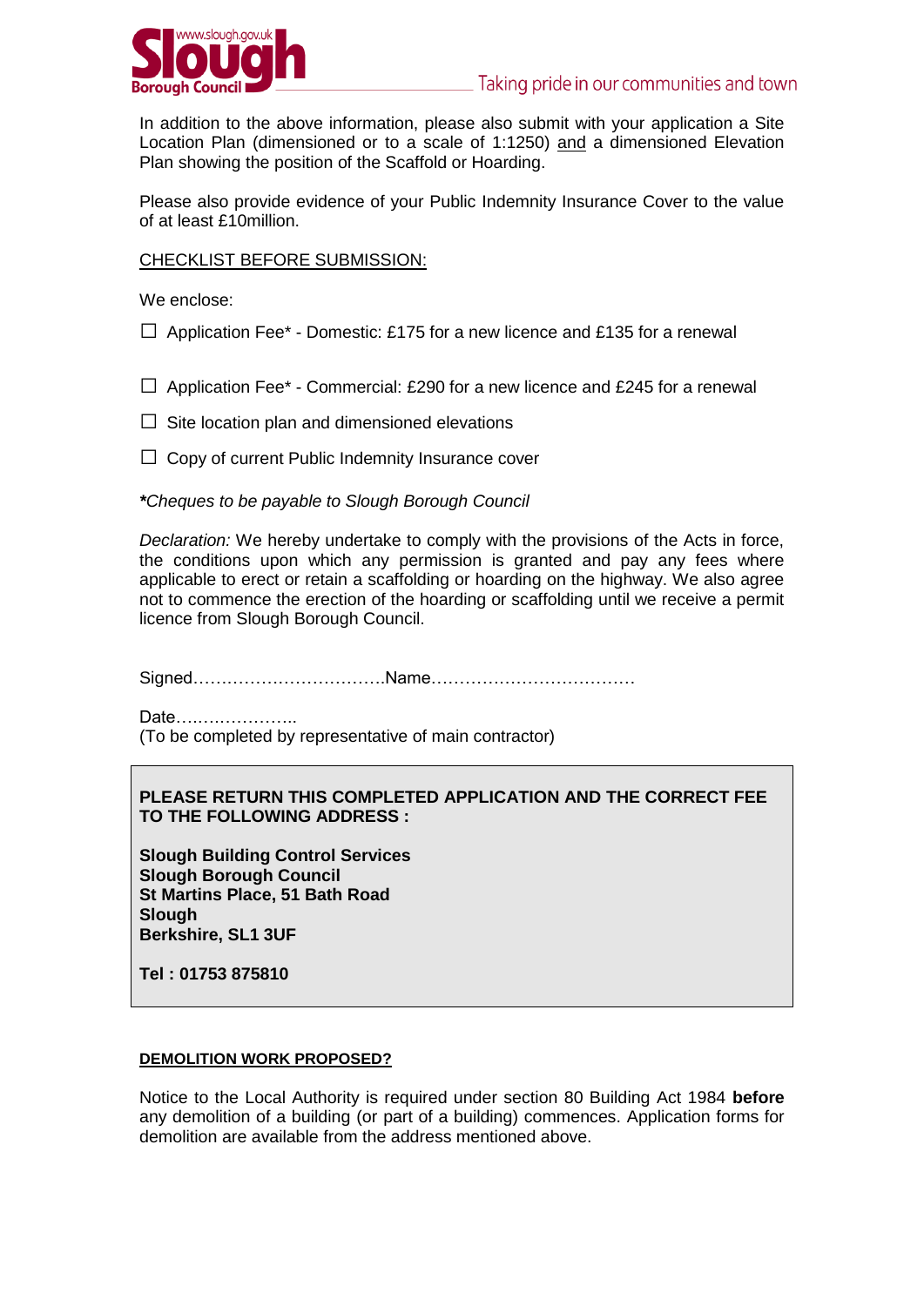In addition to the above information, please also submit with your application a Site Location Plan (dimensioned or to a scale of 1:1250) and a dimensioned Elevation Plan showing the position of the Scaffold or Hoarding.

Please also provide evidence of your Public Indemnity Insurance Cover to the value of at least £10million.

CHECKLIST BEFORE SUBMISSION:

We enclose:

☐ Application Fee* - Domestic: £175 for a new licence and £135 for a renewal

☐ Application Fee* - Commercial: £290 for a new licence and £245 for a renewal

☐ Site location plan and dimensioned elevations

☐ Copy of current Public Indemnity Insurance cover

***Cheques to be payable to Slough Borough Council***

*Declaration:* We hereby undertake to comply with the provisions of the Acts in force, the conditions upon which any permission is granted and pay any fees where applicable to erect or retain a scaffolding or hoarding on the highway. We also agree not to commence the erection of the hoarding or scaffolding until we receive a permit licence from Slough Borough Council.

Signed……………………………Name………………………………

Date…………………..
(To be completed by representative of main contractor)

**PLEASE RETURN THIS COMPLETED APPLICATION AND THE CORRECT FEE TO THE FOLLOWING ADDRESS :**

**Slough Building Control Services**
**Slough Borough Council**
**St Martins Place, 51 Bath Road**
**Slough**
**Berkshire, SL1 3UF**

**Tel : 01753 875810**

**DEMOLITION WORK PROPOSED?**

Notice to the Local Authority is required under section 80 Building Act 1984 **before** any demolition of a building (or part of a building) commences. Application forms for demolition are available from the address mentioned above.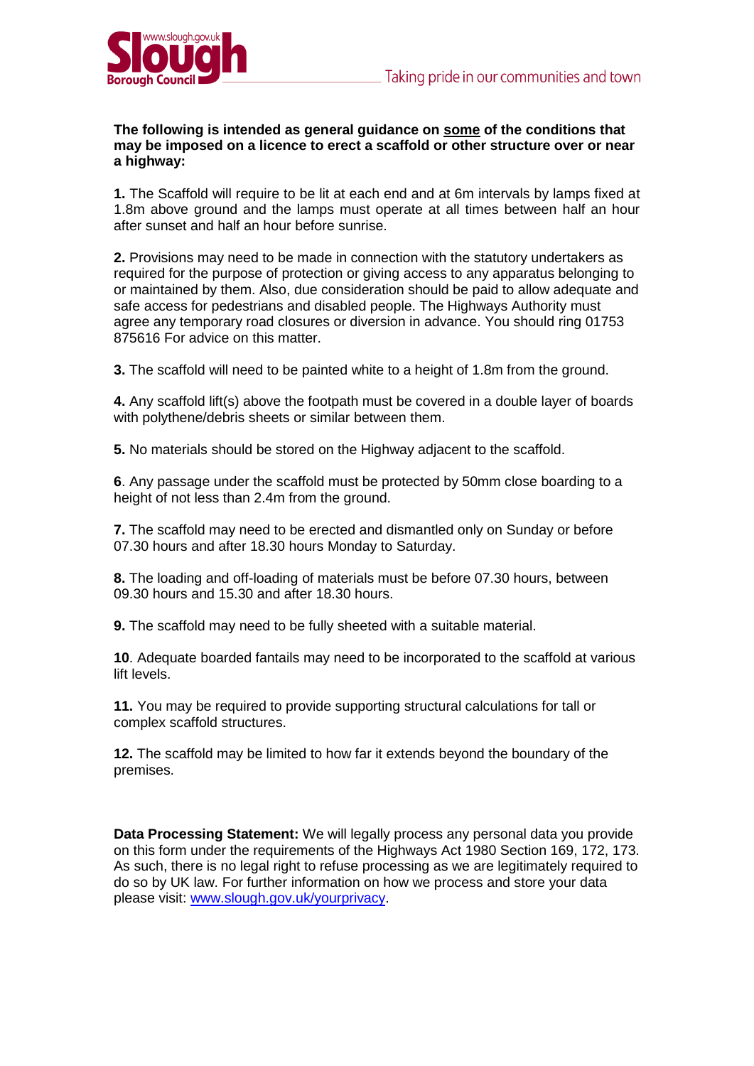**The following is intended as general guidance on <u>some</u> of the conditions that may be imposed on a licence to erect a scaffold or other structure over or near a highway:**

**1.** The Scaffold will require to be lit at each end and at 6m intervals by lamps fixed at 1.8m above ground and the lamps must operate at all times between half an hour after sunset and half an hour before sunrise.

**2.** Provisions may need to be made in connection with the statutory undertakers as required for the purpose of protection or giving access to any apparatus belonging to or maintained by them. Also, due consideration should be paid to allow adequate and safe access for pedestrians and disabled people. The Highways Authority must agree any temporary road closures or diversion in advance. You should ring 01753 875616 For advice on this matter.

**3.** The scaffold will need to be painted white to a height of 1.8m from the ground.

**4.** Any scaffold lift(s) above the footpath must be covered in a double layer of boards with polythene/debris sheets or similar between them.

**5.** No materials should be stored on the Highway adjacent to the scaffold.

**6**. Any passage under the scaffold must be protected by 50mm close boarding to a height of not less than 2.4m from the ground.

**7.** The scaffold may need to be erected and dismantled only on Sunday or before 07.30 hours and after 18.30 hours Monday to Saturday.

**8.** The loading and off-loading of materials must be before 07.30 hours, between 09.30 hours and 15.30 and after 18.30 hours.

**9.** The scaffold may need to be fully sheeted with a suitable material.

**10**. Adequate boarded fantails may need to be incorporated to the scaffold at various lift levels.

**11.** You may be required to provide supporting structural calculations for tall or complex scaffold structures.

**12.** The scaffold may be limited to how far it extends beyond the boundary of the premises.

**Data Processing Statement:** We will legally process any personal data you provide on this form under the requirements of the Highways Act 1980 Section 169, 172, 173. As such, there is no legal right to refuse processing as we are legitimately required to do so by UK law. For further information on how we process and store your data please visit: [www.slough.gov.uk/yourprivacy](http://www.slough.gov.uk/yourprivacy).